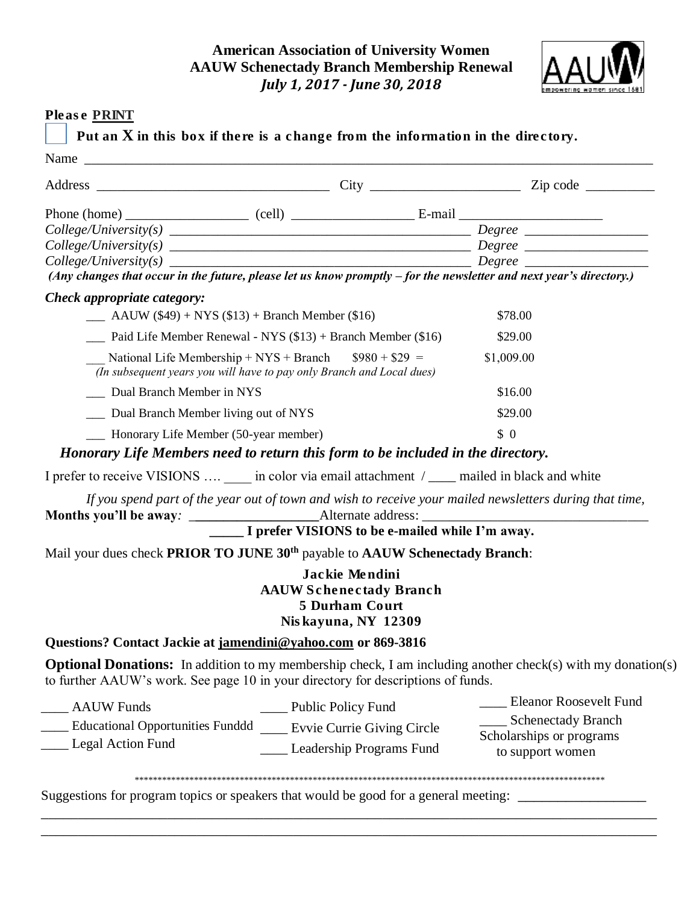# American Association of University Women
## AAUW Schenectady Branch Membership Renewal
### *July 1, 2017 - June 30, 2018*

**Please PRINT**

☐ **Put an X in this box if there is a change from the information in the directory.**

Name ______________________________________________________________________________

Address ________________________________ City ____________________ Zip code _________

Phone (home) _________________ (cell) _________________ E-mail ____________________

*College/University(s)* ________________________________________ *Degree* ________________

*College/University(s)* ________________________________________ *Degree* ________________

*College/University(s)* ________________________________________ *Degree* ________________

*(Any changes that occur in the future, please let us know promptly – for the newsletter and next year's directory.)*

***Check appropriate category:***

| Category | Amount |
|---|---|
| ___ AAUW ($49) + NYS ($13) + Branch Member ($16) | $78.00 |
| ___ Paid Life Member Renewal - NYS ($13) + Branch Member ($16) | $29.00 |
| ___ National Life Membership + NYS + Branch $980 + $29 = *(In subsequent years you will have to pay only Branch and Local dues)* | $1,009.00 |
| ___ Dual Branch Member in NYS | $16.00 |
| ___ Dual Branch Member living out of NYS | $29.00 |
| ___ Honorary Life Member (50-year member) | $ 0 |

***Honorary Life Members need to return this form to be included in the directory.***

I prefer to receive VISIONS …. ____ in color via email attachment / ____ mailed in black and white

*If you spend part of the year out of town and wish to receive your mailed newsletters during that time,*
**Months you'll be away***:* __________________Alternate address: ________________________________

**_____ I prefer VISIONS to be e-mailed while I'm away.**

Mail your dues check **PRIOR TO JUNE 30th** payable to **AAUW Schenectady Branch**:

**Jackie Mendini**
**AAUW Schenectady Branch**
**5 Durham Court**
**Niskayuna, NY 12309**

**Questions? Contact Jackie at jamendini@yahoo.com or 869-3816**

**Optional Donations:** In addition to my membership check, I am including another check(s) with my donation(s) to further AAUW's work. See page 10 in your directory for descriptions of funds.

____ AAUW Funds

____ Educational Opportunities Funddd

____ Legal Action Fund

____ Public Policy Fund

____ Evvie Currie Giving Circle

____ Leadership Programs Fund

____ Eleanor Roosevelt Fund

____ Schenectady Branch Scholarships or programs to support women

**************************************************************************************************

Suggestions for program topics or speakers that would be good for a general meeting: __________________

______________________________________________________________________________________

______________________________________________________________________________________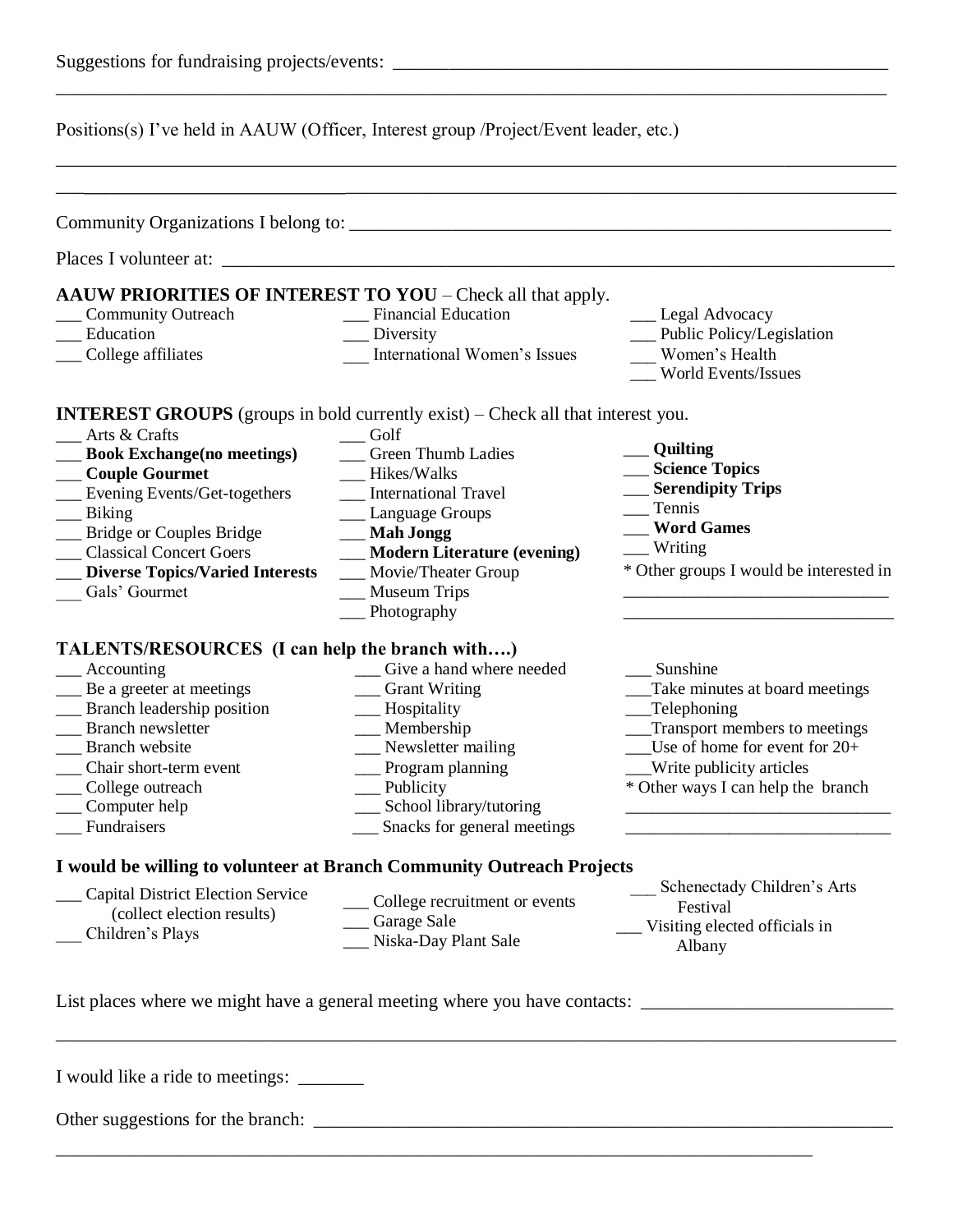Suggestions for fundraising projects/events: ________________________________________________

________________________________________________________________________________

Positions(s) I've held in AAUW (Officer, Interest group /Project/Event leader, etc.)

________________________________________________________________________________

________________________________________________________________________________

Community Organizations I belong to: ______________________________________________

Places I volunteer at: ___________________________________________________________

**AAUW PRIORITIES OF INTEREST TO YOU** – Check all that apply.

___ Community Outreach
___ Education
___ College affiliates
___ Financial Education
___ Diversity
___ International Women's Issues
___ Legal Advocacy
___ Public Policy/Legislation
___ Women's Health
___ World Events/Issues

**INTEREST GROUPS** (groups in bold currently exist) – Check all that interest you.

___ Arts & Crafts
___ **Book Exchange(no meetings)**
___ **Couple Gourmet**
___ Evening Events/Get-togethers
___ Biking
___ Bridge or Couples Bridge
___ Classical Concert Goers
___ **Diverse Topics/Varied Interests**
___ Gals' Gourmet
___ Golf
___ Green Thumb Ladies
___ Hikes/Walks
___ International Travel
___ Language Groups
___ **Mah Jongg**
___ **Modern Literature (evening)**
___ Movie/Theater Group
___ Museum Trips
___ Photography
___ **Quilting**
___ **Science Topics**
___ **Serendipity Trips**
___ Tennis
___ **Word Games**
___ Writing

* Other groups I would be interested in

________________________________

________________________________

**TALENTS/RESOURCES (I can help the branch with….)**

___ Accounting
___ Be a greeter at meetings
___ Branch leadership position
___ Branch newsletter
___ Branch website
___ Chair short-term event
___ College outreach
___ Computer help
___ Fundraisers
___ Give a hand where needed
___ Grant Writing
___ Hospitality
___ Membership
___ Newsletter mailing
___ Program planning
___ Publicity
___ School library/tutoring
___ Snacks for general meetings
___ Sunshine
___Take minutes at board meetings
___Telephoning
___Transport members to meetings
___Use of home for event for 20+
___Write publicity articles

* Other ways I can help the branch

________________________________

________________________________

**I would be willing to volunteer at Branch Community Outreach Projects**

___ Capital District Election Service (collect election results)
___ Children's Plays
___ College recruitment or events
___ Garage Sale
___ Niska-Day Plant Sale
___ Schenectady Children's Arts Festival
___ Visiting elected officials in Albany

List places where we might have a general meeting where you have contacts: ____________________

________________________________________________________________________________

I would like a ride to meetings: _______

Other suggestions for the branch: __________________________________________________

____________________________________________________________________________